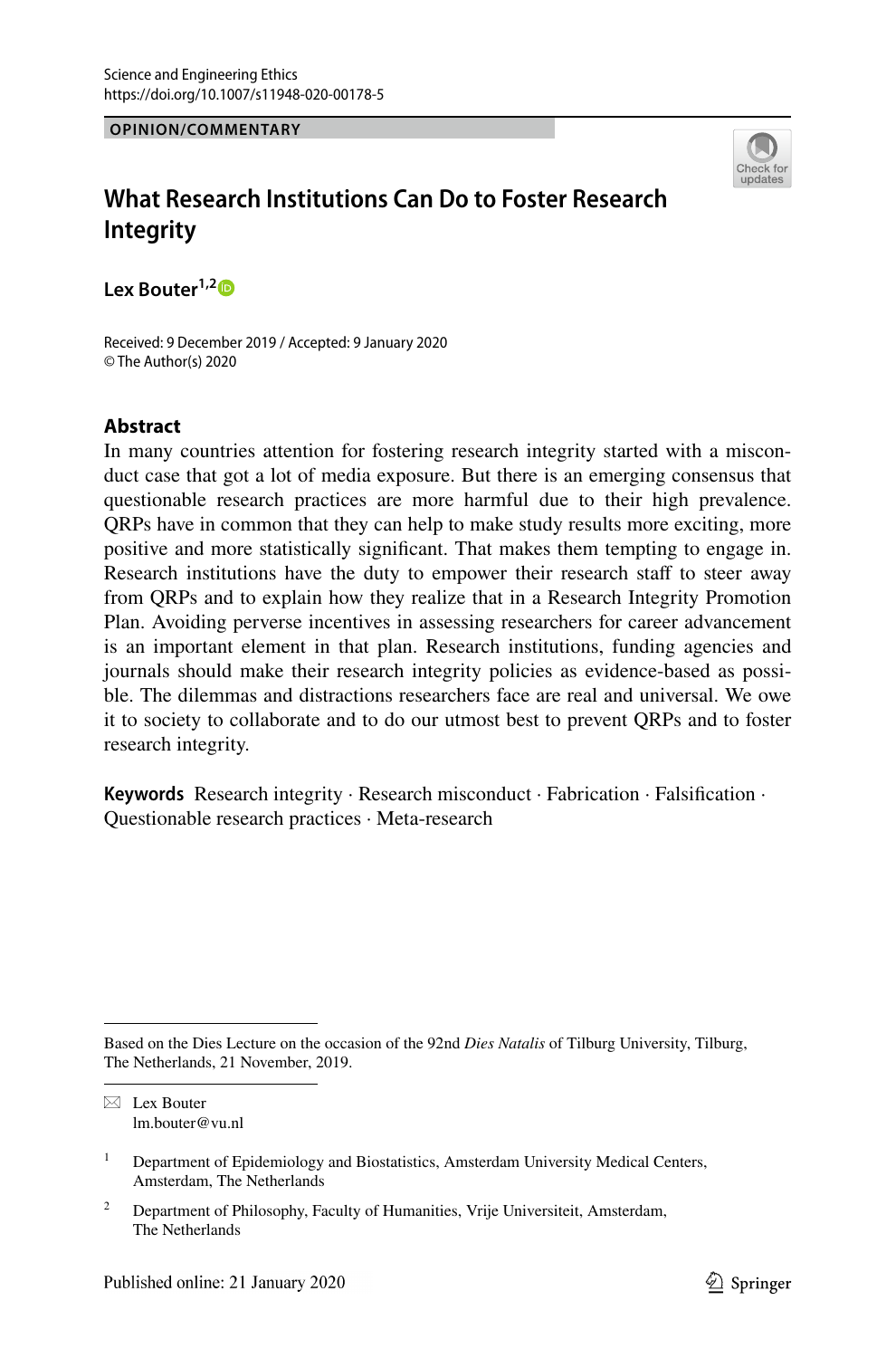OPINION/COMMENTARY

# What Research Institutions Can Do to Foster Research Integrity

**Lex Bouter**[1,2]

Received: 9 December 2019 / Accepted: 9 January 2020
© The Author(s) 2020

## Abstract

In many countries attention for fostering research integrity started with a misconduct case that got a lot of media exposure. But there is an emerging consensus that questionable research practices are more harmful due to their high prevalence. QRPs have in common that they can help to make study results more exciting, more positive and more statistically significant. That makes them tempting to engage in. Research institutions have the duty to empower their research staff to steer away from QRPs and to explain how they realize that in a Research Integrity Promotion Plan. Avoiding perverse incentives in assessing researchers for career advancement is an important element in that plan. Research institutions, funding agencies and journals should make their research integrity policies as evidence-based as possible. The dilemmas and distractions researchers face are real and universal. We owe it to society to collaborate and to do our utmost best to prevent QRPs and to foster research integrity.

**Keywords** Research integrity · Research misconduct · Fabrication · Falsification · Questionable research practices · Meta-research

---

Based on the Dies Lecture on the occasion of the 92nd *Dies Natalis* of Tilburg University, Tilburg, The Netherlands, 21 November, 2019.

✉ Lex Bouter
lm.bouter@vu.nl

[1] Department of Epidemiology and Biostatistics, Amsterdam University Medical Centers, Amsterdam, The Netherlands

[2] Department of Philosophy, Faculty of Humanities, Vrije Universiteit, Amsterdam, The Netherlands

Published online: 21 January 2020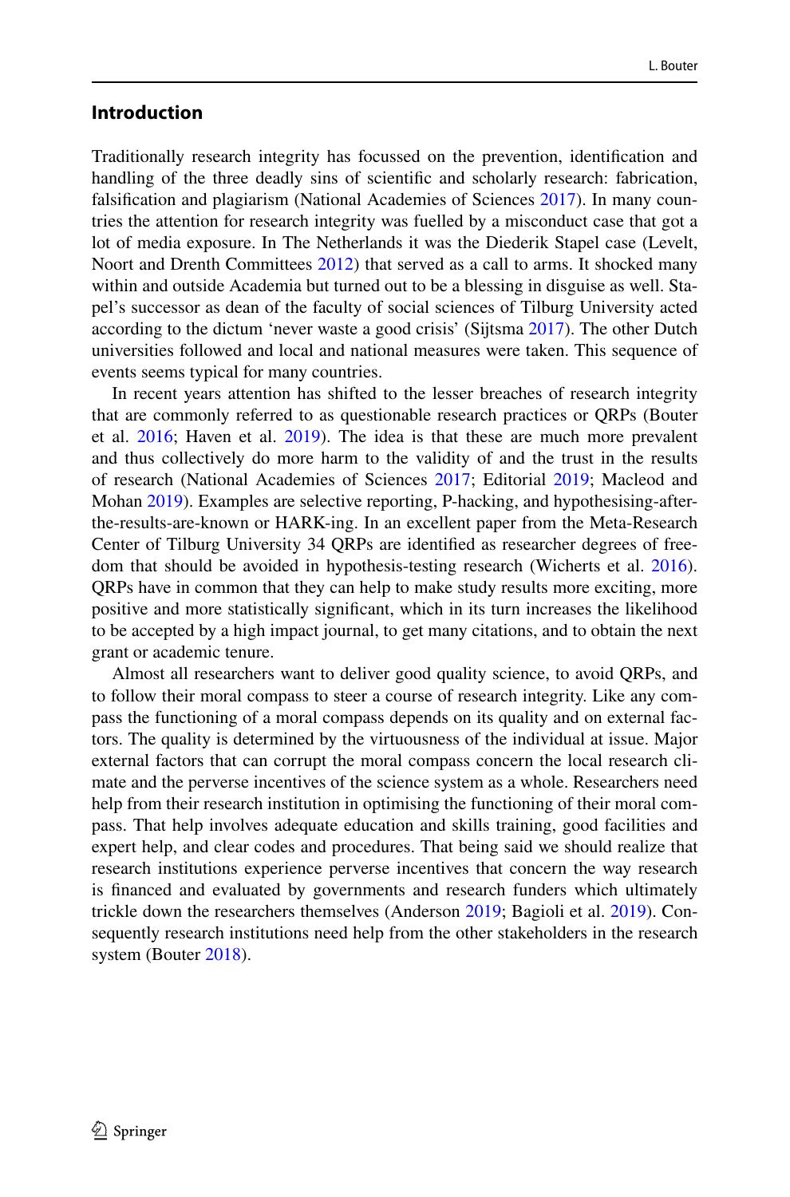## Introduction

Traditionally research integrity has focussed on the prevention, identification and handling of the three deadly sins of scientific and scholarly research: fabrication, falsification and plagiarism (National Academies of Sciences 2017). In many countries the attention for research integrity was fuelled by a misconduct case that got a lot of media exposure. In The Netherlands it was the Diederik Stapel case (Levelt, Noort and Drenth Committees 2012) that served as a call to arms. It shocked many within and outside Academia but turned out to be a blessing in disguise as well. Stapel's successor as dean of the faculty of social sciences of Tilburg University acted according to the dictum 'never waste a good crisis' (Sijtsma 2017). The other Dutch universities followed and local and national measures were taken. This sequence of events seems typical for many countries.

In recent years attention has shifted to the lesser breaches of research integrity that are commonly referred to as questionable research practices or QRPs (Bouter et al. 2016; Haven et al. 2019). The idea is that these are much more prevalent and thus collectively do more harm to the validity of and the trust in the results of research (National Academies of Sciences 2017; Editorial 2019; Macleod and Mohan 2019). Examples are selective reporting, P-hacking, and hypothesising-after-the-results-are-known or HARK-ing. In an excellent paper from the Meta-Research Center of Tilburg University 34 QRPs are identified as researcher degrees of freedom that should be avoided in hypothesis-testing research (Wicherts et al. 2016). QRPs have in common that they can help to make study results more exciting, more positive and more statistically significant, which in its turn increases the likelihood to be accepted by a high impact journal, to get many citations, and to obtain the next grant or academic tenure.

Almost all researchers want to deliver good quality science, to avoid QRPs, and to follow their moral compass to steer a course of research integrity. Like any compass the functioning of a moral compass depends on its quality and on external factors. The quality is determined by the virtuousness of the individual at issue. Major external factors that can corrupt the moral compass concern the local research climate and the perverse incentives of the science system as a whole. Researchers need help from their research institution in optimising the functioning of their moral compass. That help involves adequate education and skills training, good facilities and expert help, and clear codes and procedures. That being said we should realize that research institutions experience perverse incentives that concern the way research is financed and evaluated by governments and research funders which ultimately trickle down the researchers themselves (Anderson 2019; Bagioli et al. 2019). Consequently research institutions need help from the other stakeholders in the research system (Bouter 2018).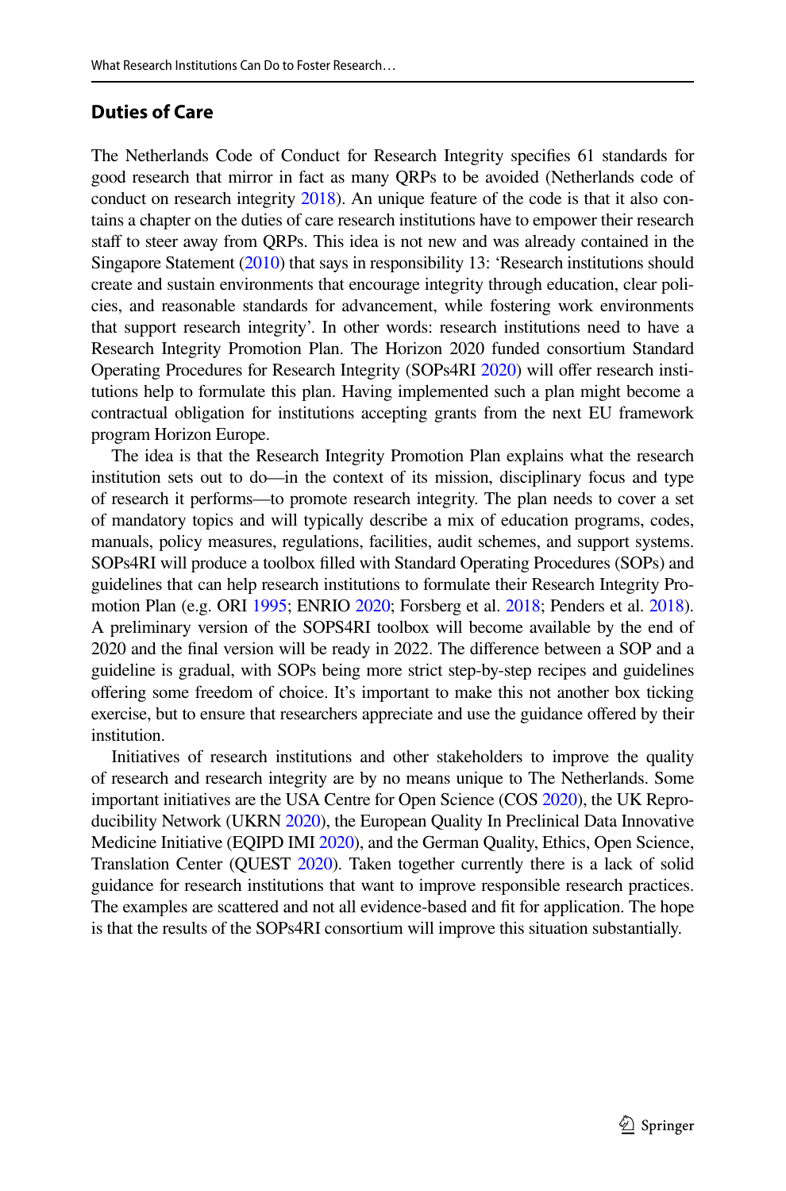## Duties of Care

The Netherlands Code of Conduct for Research Integrity specifies 61 standards for good research that mirror in fact as many QRPs to be avoided (Netherlands code of conduct on research integrity 2018). An unique feature of the code is that it also contains a chapter on the duties of care research institutions have to empower their research staff to steer away from QRPs. This idea is not new and was already contained in the Singapore Statement (2010) that says in responsibility 13: 'Research institutions should create and sustain environments that encourage integrity through education, clear policies, and reasonable standards for advancement, while fostering work environments that support research integrity'. In other words: research institutions need to have a Research Integrity Promotion Plan. The Horizon 2020 funded consortium Standard Operating Procedures for Research Integrity (SOPs4RI 2020) will offer research institutions help to formulate this plan. Having implemented such a plan might become a contractual obligation for institutions accepting grants from the next EU framework program Horizon Europe.

The idea is that the Research Integrity Promotion Plan explains what the research institution sets out to do—in the context of its mission, disciplinary focus and type of research it performs—to promote research integrity. The plan needs to cover a set of mandatory topics and will typically describe a mix of education programs, codes, manuals, policy measures, regulations, facilities, audit schemes, and support systems. SOPs4RI will produce a toolbox filled with Standard Operating Procedures (SOPs) and guidelines that can help research institutions to formulate their Research Integrity Promotion Plan (e.g. ORI 1995; ENRIO 2020; Forsberg et al. 2018; Penders et al. 2018). A preliminary version of the SOPS4RI toolbox will become available by the end of 2020 and the final version will be ready in 2022. The difference between a SOP and a guideline is gradual, with SOPs being more strict step-by-step recipes and guidelines offering some freedom of choice. It's important to make this not another box ticking exercise, but to ensure that researchers appreciate and use the guidance offered by their institution.

Initiatives of research institutions and other stakeholders to improve the quality of research and research integrity are by no means unique to The Netherlands. Some important initiatives are the USA Centre for Open Science (COS 2020), the UK Reproducibility Network (UKRN 2020), the European Quality In Preclinical Data Innovative Medicine Initiative (EQIPD IMI 2020), and the German Quality, Ethics, Open Science, Translation Center (QUEST 2020). Taken together currently there is a lack of solid guidance for research institutions that want to improve responsible research practices. The examples are scattered and not all evidence-based and fit for application. The hope is that the results of the SOPs4RI consortium will improve this situation substantially.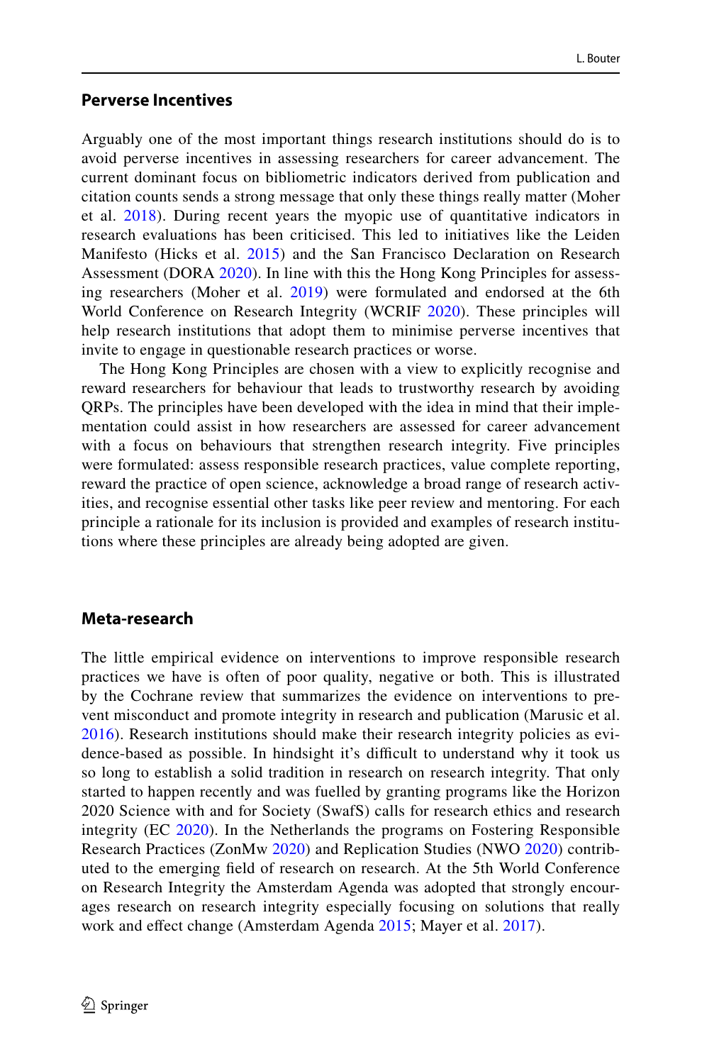## Perverse Incentives

Arguably one of the most important things research institutions should do is to avoid perverse incentives in assessing researchers for career advancement. The current dominant focus on bibliometric indicators derived from publication and citation counts sends a strong message that only these things really matter (Moher et al. 2018). During recent years the myopic use of quantitative indicators in research evaluations has been criticised. This led to initiatives like the Leiden Manifesto (Hicks et al. 2015) and the San Francisco Declaration on Research Assessment (DORA 2020). In line with this the Hong Kong Principles for assessing researchers (Moher et al. 2019) were formulated and endorsed at the 6th World Conference on Research Integrity (WCRIF 2020). These principles will help research institutions that adopt them to minimise perverse incentives that invite to engage in questionable research practices or worse.

The Hong Kong Principles are chosen with a view to explicitly recognise and reward researchers for behaviour that leads to trustworthy research by avoiding QRPs. The principles have been developed with the idea in mind that their implementation could assist in how researchers are assessed for career advancement with a focus on behaviours that strengthen research integrity. Five principles were formulated: assess responsible research practices, value complete reporting, reward the practice of open science, acknowledge a broad range of research activities, and recognise essential other tasks like peer review and mentoring. For each principle a rationale for its inclusion is provided and examples of research institutions where these principles are already being adopted are given.

## Meta-research

The little empirical evidence on interventions to improve responsible research practices we have is often of poor quality, negative or both. This is illustrated by the Cochrane review that summarizes the evidence on interventions to prevent misconduct and promote integrity in research and publication (Marusic et al. 2016). Research institutions should make their research integrity policies as evidence-based as possible. In hindsight it's difficult to understand why it took us so long to establish a solid tradition in research on research integrity. That only started to happen recently and was fuelled by granting programs like the Horizon 2020 Science with and for Society (SwafS) calls for research ethics and research integrity (EC 2020). In the Netherlands the programs on Fostering Responsible Research Practices (ZonMw 2020) and Replication Studies (NWO 2020) contributed to the emerging field of research on research. At the 5th World Conference on Research Integrity the Amsterdam Agenda was adopted that strongly encourages research on research integrity especially focusing on solutions that really work and effect change (Amsterdam Agenda 2015; Mayer et al. 2017).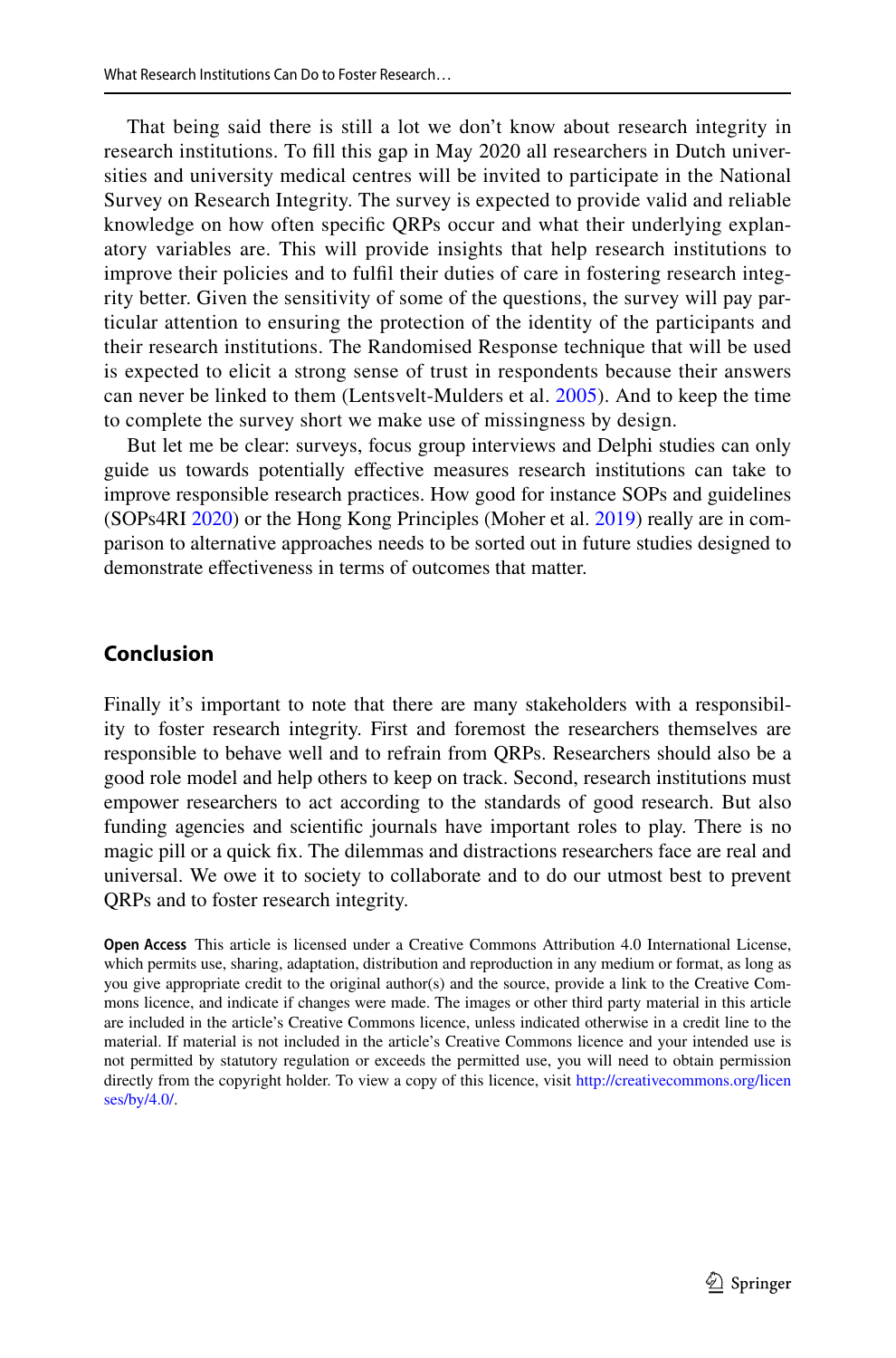That being said there is still a lot we don't know about research integrity in research institutions. To fill this gap in May 2020 all researchers in Dutch universities and university medical centres will be invited to participate in the National Survey on Research Integrity. The survey is expected to provide valid and reliable knowledge on how often specific QRPs occur and what their underlying explanatory variables are. This will provide insights that help research institutions to improve their policies and to fulfil their duties of care in fostering research integrity better. Given the sensitivity of some of the questions, the survey will pay particular attention to ensuring the protection of the identity of the participants and their research institutions. The Randomised Response technique that will be used is expected to elicit a strong sense of trust in respondents because their answers can never be linked to them (Lentsvelt-Mulders et al. 2005). And to keep the time to complete the survey short we make use of missingness by design.

But let me be clear: surveys, focus group interviews and Delphi studies can only guide us towards potentially effective measures research institutions can take to improve responsible research practices. How good for instance SOPs and guidelines (SOPs4RI 2020) or the Hong Kong Principles (Moher et al. 2019) really are in comparison to alternative approaches needs to be sorted out in future studies designed to demonstrate effectiveness in terms of outcomes that matter.

## Conclusion

Finally it's important to note that there are many stakeholders with a responsibility to foster research integrity. First and foremost the researchers themselves are responsible to behave well and to refrain from QRPs. Researchers should also be a good role model and help others to keep on track. Second, research institutions must empower researchers to act according to the standards of good research. But also funding agencies and scientific journals have important roles to play. There is no magic pill or a quick fix. The dilemmas and distractions researchers face are real and universal. We owe it to society to collaborate and to do our utmost best to prevent QRPs and to foster research integrity.

**Open Access** This article is licensed under a Creative Commons Attribution 4.0 International License, which permits use, sharing, adaptation, distribution and reproduction in any medium or format, as long as you give appropriate credit to the original author(s) and the source, provide a link to the Creative Commons licence, and indicate if changes were made. The images or other third party material in this article are included in the article's Creative Commons licence, unless indicated otherwise in a credit line to the material. If material is not included in the article's Creative Commons licence and your intended use is not permitted by statutory regulation or exceeds the permitted use, you will need to obtain permission directly from the copyright holder. To view a copy of this licence, visit http://creativecommons.org/licenses/by/4.0/.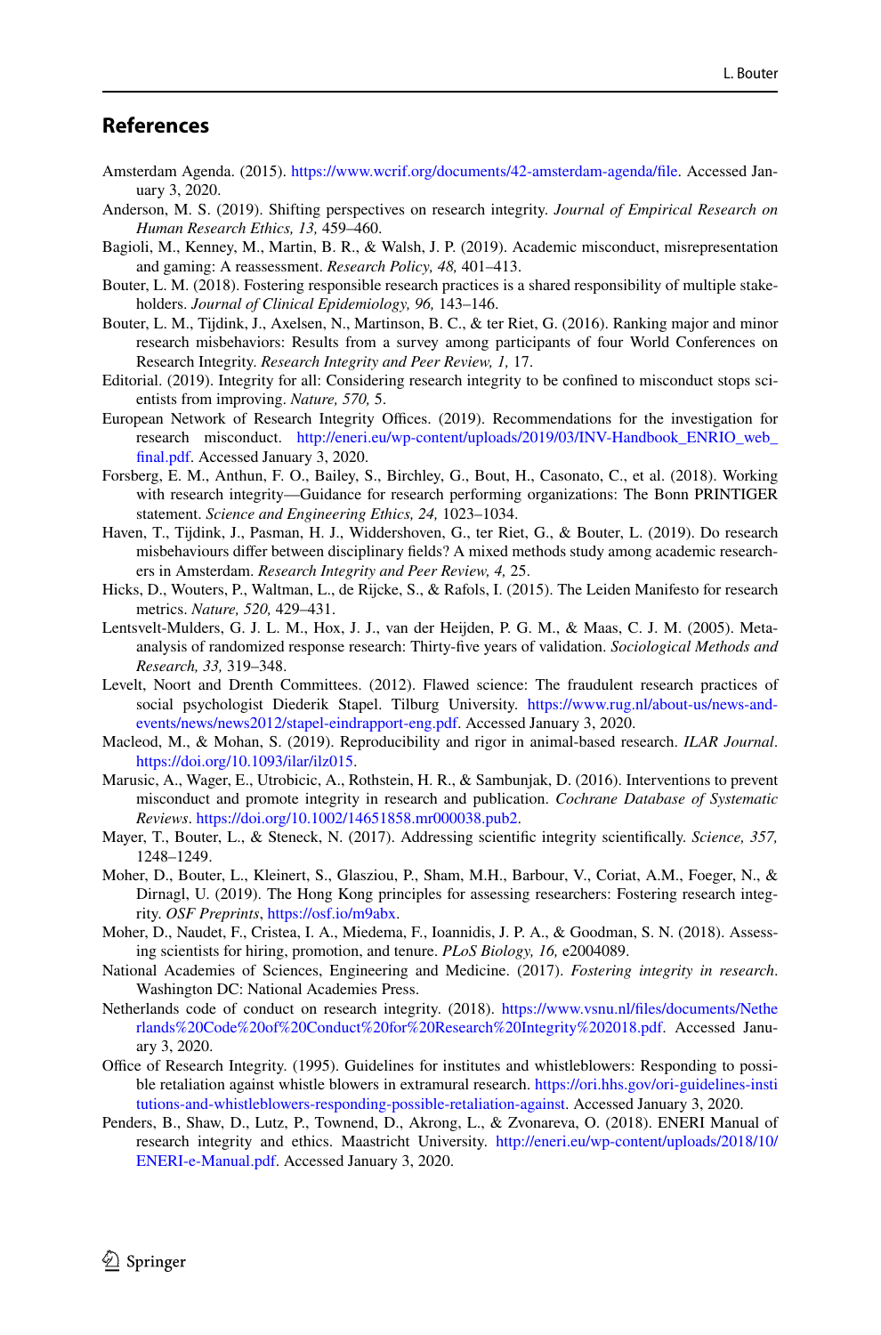## References

Amsterdam Agenda. (2015). https://www.wcrif.org/documents/42-amsterdam-agenda/file. Accessed January 3, 2020.

Anderson, M. S. (2019). Shifting perspectives on research integrity. *Journal of Empirical Research on Human Research Ethics, 13,* 459–460.

Bagioli, M., Kenney, M., Martin, B. R., & Walsh, J. P. (2019). Academic misconduct, misrepresentation and gaming: A reassessment. *Research Policy, 48,* 401–413.

Bouter, L. M. (2018). Fostering responsible research practices is a shared responsibility of multiple stakeholders. *Journal of Clinical Epidemiology, 96,* 143–146.

Bouter, L. M., Tijdink, J., Axelsen, N., Martinson, B. C., & ter Riet, G. (2016). Ranking major and minor research misbehaviors: Results from a survey among participants of four World Conferences on Research Integrity. *Research Integrity and Peer Review, 1,* 17.

Editorial. (2019). Integrity for all: Considering research integrity to be confined to misconduct stops scientists from improving. *Nature, 570,* 5.

European Network of Research Integrity Offices. (2019). Recommendations for the investigation for research misconduct. http://eneri.eu/wp-content/uploads/2019/03/INV-Handbook_ENRIO_web_final.pdf. Accessed January 3, 2020.

Forsberg, E. M., Anthun, F. O., Bailey, S., Birchley, G., Bout, H., Casonato, C., et al. (2018). Working with research integrity—Guidance for research performing organizations: The Bonn PRINTIGER statement. *Science and Engineering Ethics, 24,* 1023–1034.

Haven, T., Tijdink, J., Pasman, H. J., Widdershoven, G., ter Riet, G., & Bouter, L. (2019). Do research misbehaviours differ between disciplinary fields? A mixed methods study among academic researchers in Amsterdam. *Research Integrity and Peer Review, 4,* 25.

Hicks, D., Wouters, P., Waltman, L., de Rijcke, S., & Rafols, I. (2015). The Leiden Manifesto for research metrics. *Nature, 520,* 429–431.

Lentsvelt-Mulders, G. J. L. M., Hox, J. J., van der Heijden, P. G. M., & Maas, C. J. M. (2005). Meta-analysis of randomized response research: Thirty-five years of validation. *Sociological Methods and Research, 33,* 319–348.

Levelt, Noort and Drenth Committees. (2012). Flawed science: The fraudulent research practices of social psychologist Diederik Stapel. Tilburg University. https://www.rug.nl/about-us/news-and-events/news/news2012/stapel-eindrapport-eng.pdf. Accessed January 3, 2020.

Macleod, M., & Mohan, S. (2019). Reproducibility and rigor in animal-based research. *ILAR Journal*. https://doi.org/10.1093/ilar/ilz015.

Marusic, A., Wager, E., Utrobicic, A., Rothstein, H. R., & Sambunjak, D. (2016). Interventions to prevent misconduct and promote integrity in research and publication. *Cochrane Database of Systematic Reviews*. https://doi.org/10.1002/14651858.mr000038.pub2.

Mayer, T., Bouter, L., & Steneck, N. (2017). Addressing scientific integrity scientifically. *Science, 357,* 1248–1249.

Moher, D., Bouter, L., Kleinert, S., Glasziou, P., Sham, M.H., Barbour, V., Coriat, A.M., Foeger, N., & Dirnagl, U. (2019). The Hong Kong principles for assessing researchers: Fostering research integrity. *OSF Preprints*, https://osf.io/m9abx.

Moher, D., Naudet, F., Cristea, I. A., Miedema, F., Ioannidis, J. P. A., & Goodman, S. N. (2018). Assessing scientists for hiring, promotion, and tenure. *PLoS Biology, 16,* e2004089.

National Academies of Sciences, Engineering and Medicine. (2017). *Fostering integrity in research*. Washington DC: National Academies Press.

Netherlands code of conduct on research integrity. (2018). https://www.vsnu.nl/files/documents/Netherlands%20Code%20of%20Conduct%20for%20Research%20Integrity%202018.pdf. Accessed January 3, 2020.

Office of Research Integrity. (1995). Guidelines for institutes and whistleblowers: Responding to possible retaliation against whistle blowers in extramural research. https://ori.hhs.gov/ori-guidelines-institutions-and-whistleblowers-responding-possible-retaliation-against. Accessed January 3, 2020.

Penders, B., Shaw, D., Lutz, P., Townend, D., Akrong, L., & Zvonareva, O. (2018). ENERI Manual of research integrity and ethics. Maastricht University. http://eneri.eu/wp-content/uploads/2018/10/ENERI-e-Manual.pdf. Accessed January 3, 2020.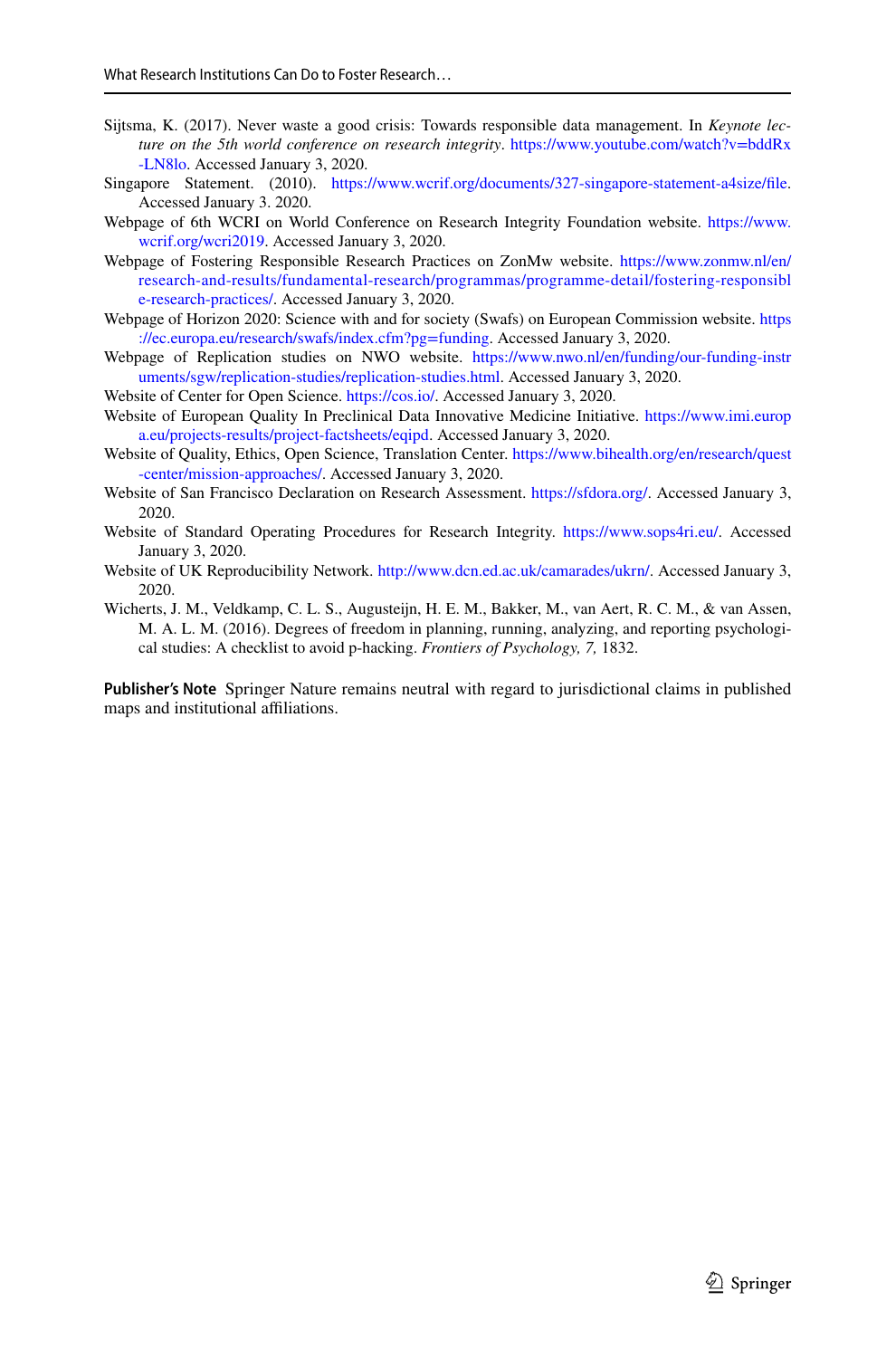Sijtsma, K. (2017). Never waste a good crisis: Towards responsible data management. In *Keynote lecture on the 5th world conference on research integrity*. https://www.youtube.com/watch?v=bddRx-LN8lo. Accessed January 3, 2020.

Singapore Statement. (2010). https://www.wcrif.org/documents/327-singapore-statement-a4size/file. Accessed January 3. 2020.

Webpage of 6th WCRI on World Conference on Research Integrity Foundation website. https://www.wcrif.org/wcri2019. Accessed January 3, 2020.

Webpage of Fostering Responsible Research Practices on ZonMw website. https://www.zonmw.nl/en/research-and-results/fundamental-research/programmas/programme-detail/fostering-responsible-research-practices/. Accessed January 3, 2020.

Webpage of Horizon 2020: Science with and for society (Swafs) on European Commission website. https://ec.europa.eu/research/swafs/index.cfm?pg=funding. Accessed January 3, 2020.

Webpage of Replication studies on NWO website. https://www.nwo.nl/en/funding/our-funding-instruments/sgw/replication-studies/replication-studies.html. Accessed January 3, 2020.

Website of Center for Open Science. https://cos.io/. Accessed January 3, 2020.

Website of European Quality In Preclinical Data Innovative Medicine Initiative. https://www.imi.europa.eu/projects-results/project-factsheets/eqipd. Accessed January 3, 2020.

Website of Quality, Ethics, Open Science, Translation Center. https://www.bihealth.org/en/research/quest-center/mission-approaches/. Accessed January 3, 2020.

Website of San Francisco Declaration on Research Assessment. https://sfdora.org/. Accessed January 3, 2020.

Website of Standard Operating Procedures for Research Integrity. https://www.sops4ri.eu/. Accessed January 3, 2020.

Website of UK Reproducibility Network. http://www.dcn.ed.ac.uk/camarades/ukrn/. Accessed January 3, 2020.

Wicherts, J. M., Veldkamp, C. L. S., Augusteijn, H. E. M., Bakker, M., van Aert, R. C. M., & van Assen, M. A. L. M. (2016). Degrees of freedom in planning, running, analyzing, and reporting psychological studies: A checklist to avoid p-hacking. *Frontiers of Psychology, 7,* 1832.

**Publisher's Note** Springer Nature remains neutral with regard to jurisdictional claims in published maps and institutional affiliations.